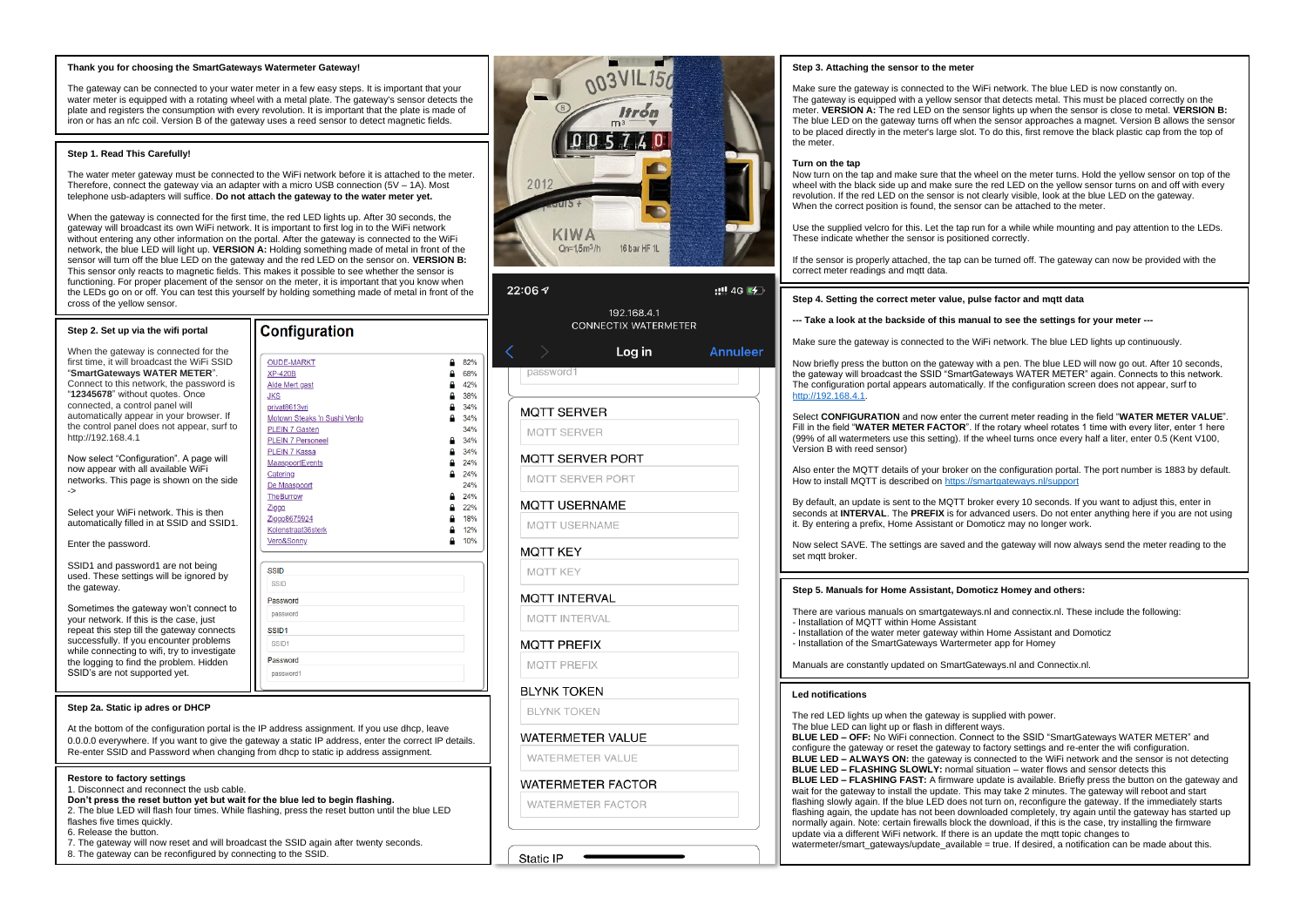**Thank you for choosing the SmartGateways Watermeter Gateway!**

The gateway can be connected to your water meter in a few easy steps. It is important that your water meter is equipped with a rotating wheel with a metal plate. The gateway's sensor detects the plate and registers the consumption with every revolution. It is important that the plate is made of iron or has an nfc coil. Version B of the gateway uses a reed sensor to detect magnetic fields.

**Step 1. Read This Carefully!**

The water meter gateway must be connected to the WiFi network before it is attached to the meter. Therefore, connect the gateway via an adapter with a micro USB connection (5V – 1A). Most telephone usb-adapters will suffice. **Do not attach the gateway to the water meter yet.**

When the gateway is connected for the first time, the red LED lights up. After 30 seconds, the gateway will broadcast its own WiFi network. It is important to first log in to the WiFi network without entering any other information on the portal. After the gateway is connected to the WiFi network, the blue LED will light up. **VERSION A:** Holding something made of metal in front of the sensor will turn off the blue LED on the gateway and the red LED on the sensor. **VERSION B:** This sensor only reacts to magnetic fields. This makes it possible to see whether the sensor is functioning. For proper placement of the sensor on the meter, it is important that you know when the LEDs go on or off. You can test this yourself by holding something made of metal in front of the cross of the yellow sensor.

**Step 2. Set up via the wifi portal**

When the gateway is connected for the first time, it will broadcast the WiFi SSID "**SmartGateways WATER METER**". Connect to this network, the password is "**12345678**" without quotes. Once connected, a control panel will automatically appear in your browser. If the control panel does not appear, surf to http://192.168.4.1

Now select "Configuration". A page will now appear with all available WiFi networks. This page is shown on the side ->

Select your WiFi network. This is then automatically filled in at SSID and SSID1.

Enter the password.

SSID1 and password1 are not being used. These settings will be ignored by the gateway.

Sometimes the gateway won't connect to your network. If this is the case, just repeat this step till the gateway connects successfully. If you encounter problems while connecting to wifi, try to investigate the logging to find the problem. Hidden SSID's are not supported yet.

**Configuration**

| Network | Signal |
|---|---|
| OUDE-MARKT | 82% |
| XP-420B | 68% |
| Alde Mert gast | 42% |
| JKS | 38% |
| privat8613vri | 34% |
| Motown Steaks 'n Sushi Venlo | 34% |
| PLEIN 7 Gasten | 34% |
| PLEIN 7 Personeel | 34% |
| PLEIN 7 Kassa | 34% |
| MaaspoortEvents | 24% |
| Catering | 24% |
| De Maaspoort | 24% |
| TheBurrow | 24% |
| Ziggo | 22% |
| Ziggo8675024 | 18% |
| Kolenstraat36sterk | 12% |
| Vero&Sonny | 10% |

SSID: SSID
Password: password
SSID1: SSID1
Password: password1

22:06 — 192.168.4.1 CONNECTIX WATERMETER — Log in — Annuleer

password1
MQTT SERVER: MQTT SERVER
MQTT SERVER PORT: MQTT SERVER PORT
MQTT USERNAME: MQTT USERNAME
MQTT KEY: MQTT KEY
MQTT INTERVAL: MQTT INTERVAL
MQTT PREFIX: MQTT PREFIX
BLYNK TOKEN: BLYNK TOKEN
WATERMETER VALUE: WATERMETER VALUE
WATERMETER FACTOR: WATERMETER FACTOR
Static IP

**Step 2a. Static ip adres or DHCP**

At the bottom of the configuration portal is the IP address assignment. If you use dhcp, leave 0.0.0.0 everywhere. If you want to give the gateway a static IP address, enter the correct IP details. Re-enter SSID and Password when changing from dhcp to static ip address assignment.

**Restore to factory settings**

1. Disconnect and reconnect the usb cable.

**Don't press the reset button yet but wait for the blue led to begin flashing.**

2. The blue LED will flash four times. While flashing, press the reset button until the blue LED flashes five times quickly.
6. Release the button.
7. The gateway will now reset and will broadcast the SSID again after twenty seconds.
8. The gateway can be reconfigured by connecting to the SSID.

**Step 3. Attaching the sensor to the meter**

Make sure the gateway is connected to the WiFi network. The blue LED is now constantly on. The gateway is equipped with a yellow sensor that detects metal. This must be placed correctly on the meter. **VERSION A:** The red LED on the sensor lights up when the sensor is close to metal. **VERSION B:** The blue LED on the gateway turns off when the sensor approaches a magnet. Version B allows the sensor to be placed directly in the meter's large slot. To do this, first remove the black plastic cap from the top of the meter.

**Turn on the tap**

Now turn on the tap and make sure that the wheel on the meter turns. Hold the yellow sensor on top of the wheel with the black side up and make sure the red LED on the yellow sensor turns on and off with every revolution. If the red LED on the sensor is not clearly visible, look at the blue LED on the gateway. When the correct position is found, the sensor can be attached to the meter.

Use the supplied velcro for this. Let the tap run for a while while mounting and pay attention to the LEDs. These indicate whether the sensor is positioned correctly.

If the sensor is properly attached, the tap can be turned off. The gateway can now be provided with the correct meter readings and mqtt data.

**Step 4. Setting the correct meter value, pulse factor and mqtt data**

**--- Take a look at the backside of this manual to see the settings for your meter ---**

Make sure the gateway is connected to the WiFi network. The blue LED lights up continuously.

Now briefly press the button on the gateway with a pen. The blue LED will now go out. After 10 seconds, the gateway will broadcast the SSID "SmartGateways WATER METER" again. Connects to this network. The configuration portal appears automatically. If the configuration screen does not appear, surf to http://192.168.4.1.

Select **CONFIGURATION** and now enter the current meter reading in the field "**WATER METER VALUE**". Fill in the field "**WATER METER FACTOR**". If the rotary wheel rotates 1 time with every liter, enter 1 here (99% of all watermeters use this setting). If the wheel turns once every half a liter, enter 0.5 (Kent V100, Version B with reed sensor)

Also enter the MQTT details of your broker on the configuration portal. The port number is 1883 by default. How to install MQTT is described on https://smartgateways.nl/support

By default, an update is sent to the MQTT broker every 10 seconds. If you want to adjust this, enter in seconds at **INTERVAL**. The **PREFIX** is for advanced users. Do not enter anything here if you are not using it. By entering a prefix, Home Assistant or Domoticz may no longer work.

Now select SAVE. The settings are saved and the gateway will now always send the meter reading to the set mqtt broker.

**Step 5. Manuals for Home Assistant, Domoticz Homey and others:**

There are various manuals on smartgateways.nl and connectix.nl. These include the following:
- Installation of MQTT within Home Assistant
- Installation of the water meter gateway within Home Assistant and Domoticz
- Installation of the SmartGateways Wartermeter app for Homey

Manuals are constantly updated on SmartGateways.nl and Connectix.nl.

**Led notifications**

The red LED lights up when the gateway is supplied with power.
The blue LED can light up or flash in different ways.
**BLUE LED – OFF:** No WiFi connection. Connect to the SSID "SmartGateways WATER METER" and configure the gateway or reset the gateway to factory settings and re-enter the wifi configuration.
**BLUE LED – ALWAYS ON:** the gateway is connected to the WiFi network and the sensor is not detecting
**BLUE LED – FLASHING SLOWLY:** normal situation – water flows and sensor detects this
**BLUE LED – FLASHING FAST:** A firmware update is available. Briefly press the button on the gateway and wait for the gateway to install the update. This may take 2 minutes. The gateway will reboot and start flashing slowly again. If the blue LED does not turn on, reconfigure the gateway. If the immediately starts flashing again, the update has not been downloaded completely, try again until the gateway has started up normally again. Note: certain firewalls block the download, if this is the case, try installing the firmware update via a different WiFi network. If there is an update the mqtt topic changes to watermeter/smart_gateways/update_available = true. If desired, a notification can be made about this.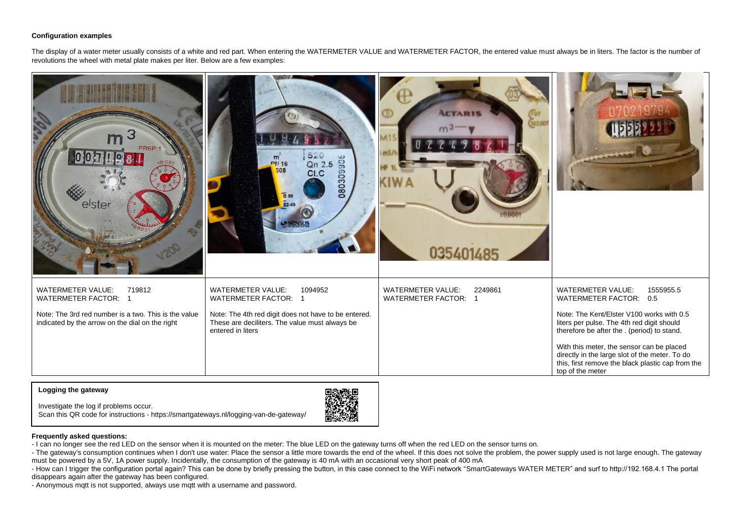**Configuration examples**

The display of a water meter usually consists of a white and red part. When entering the WATERMETER VALUE and WATERMETER FACTOR, the entered value must always be in liters. The factor is the number of revolutions the wheel with metal plate makes per liter. Below are a few examples:

| | | | |
|---|---|---|---|
| WATERMETER VALUE: 719812<br>WATERMETER FACTOR: 1<br><br>Note: The 3rd red number is a two. This is the value indicated by the arrow on the dial on the right | WATERMETER VALUE: 1094952<br>WATERMETER FACTOR: 1<br><br>Note: The 4th red digit does not have to be entered. These are deciliters. The value must always be entered in liters | WATERMETER VALUE: 2249861<br>WATERMETER FACTOR: 1 | WATERMETER VALUE: 1555955.5<br>WATERMETER FACTOR: 0.5<br><br>Note: The Kent/Elster V100 works with 0.5 liters per pulse. The 4th red digit should therefore be after the . (period) to stand.<br><br>With this meter, the sensor can be placed directly in the large slot of the meter. To do this, first remove the black plastic cap from the top of the meter |

**Logging the gateway**

Investigate the log if problems occur.
Scan this QR code for instructions - https://smartgateways.nl/logging-van-de-gateway/

**Frequently asked questions:**

- I can no longer see the red LED on the sensor when it is mounted on the meter: The blue LED on the gateway turns off when the red LED on the sensor turns on.
- The gateway's consumption continues when I don't use water: Place the sensor a little more towards the end of the wheel. If this does not solve the problem, the power supply used is not large enough. The gateway must be powered by a 5V, 1A power supply. Incidentally, the consumption of the gateway is 40 mA with an occasional very short peak of 400 mA
- How can I trigger the configuration portal again? This can be done by briefly pressing the button, in this case connect to the WiFi network "SmartGateways WATER METER" and surf to http://192.168.4.1 The portal disappears again after the gateway has been configured.
- Anonymous mqtt is not supported, always use mqtt with a username and password.